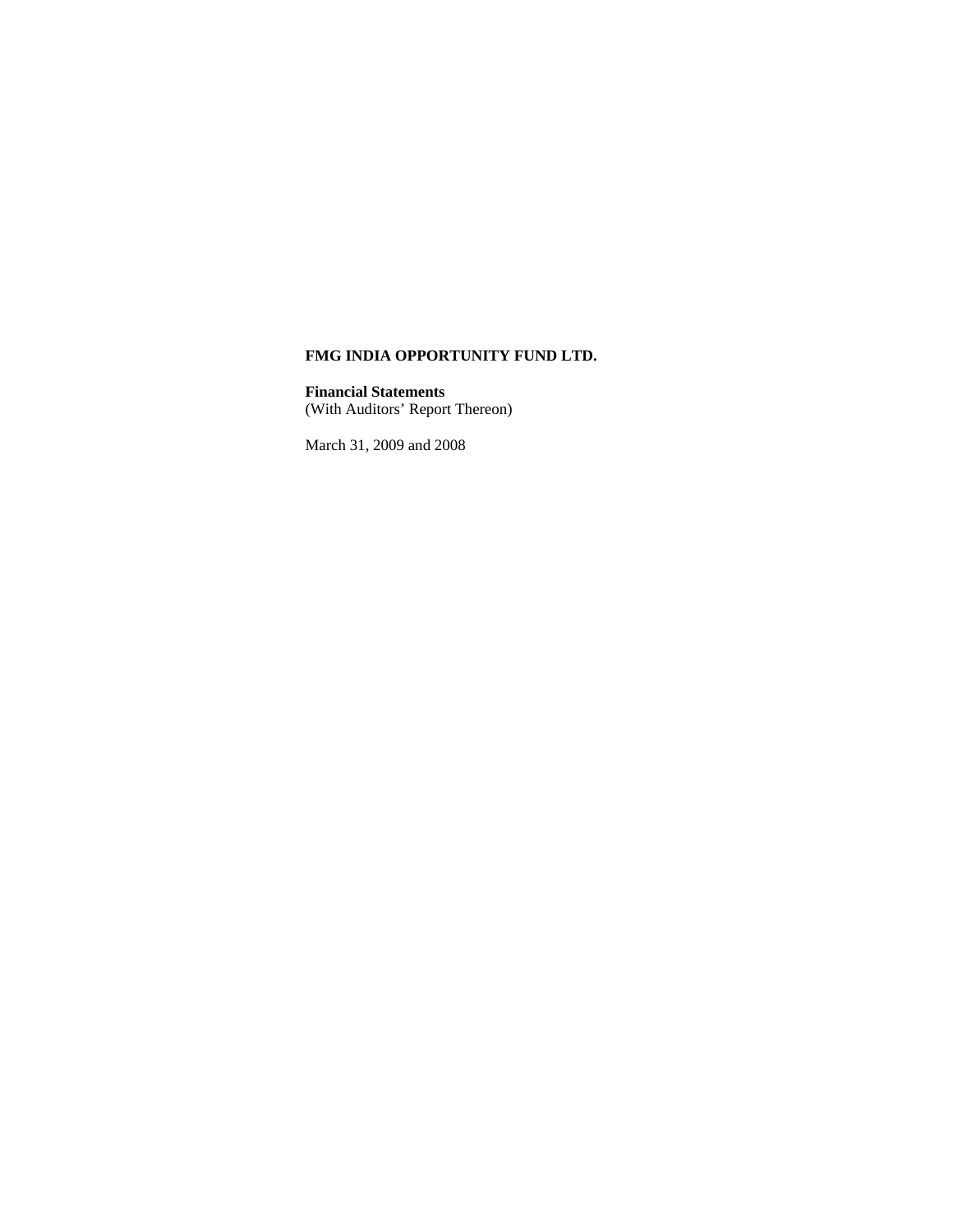**FMG INDIA OPPORTUNITY FUND LTD.**

**Financial Statements**
(With Auditors' Report Thereon)

March 31, 2009 and 2008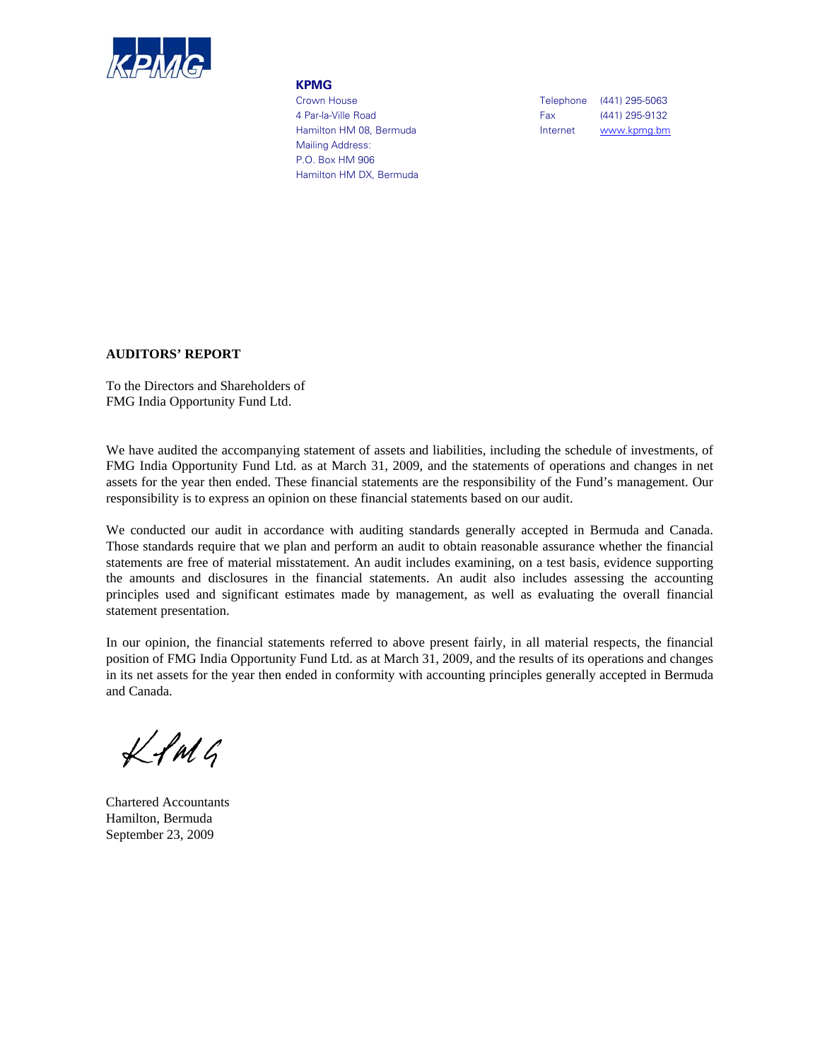**KPMG**

Crown House
4 Par-la-Ville Road
Hamilton HM 08, Bermuda
Mailing Address:
P.O. Box HM 906
Hamilton HM DX, Bermuda

Telephone (441) 295-5063
Fax (441) 295-9132
Internet www.kpmg.bm

## AUDITORS' REPORT

To the Directors and Shareholders of
FMG India Opportunity Fund Ltd.

We have audited the accompanying statement of assets and liabilities, including the schedule of investments, of FMG India Opportunity Fund Ltd. as at March 31, 2009, and the statements of operations and changes in net assets for the year then ended. These financial statements are the responsibility of the Fund's management. Our responsibility is to express an opinion on these financial statements based on our audit.

We conducted our audit in accordance with auditing standards generally accepted in Bermuda and Canada. Those standards require that we plan and perform an audit to obtain reasonable assurance whether the financial statements are free of material misstatement. An audit includes examining, on a test basis, evidence supporting the amounts and disclosures in the financial statements. An audit also includes assessing the accounting principles used and significant estimates made by management, as well as evaluating the overall financial statement presentation.

In our opinion, the financial statements referred to above present fairly, in all material respects, the financial position of FMG India Opportunity Fund Ltd. as at March 31, 2009, and the results of its operations and changes in its net assets for the year then ended in conformity with accounting principles generally accepted in Bermuda and Canada.

KPMG

Chartered Accountants
Hamilton, Bermuda
September 23, 2009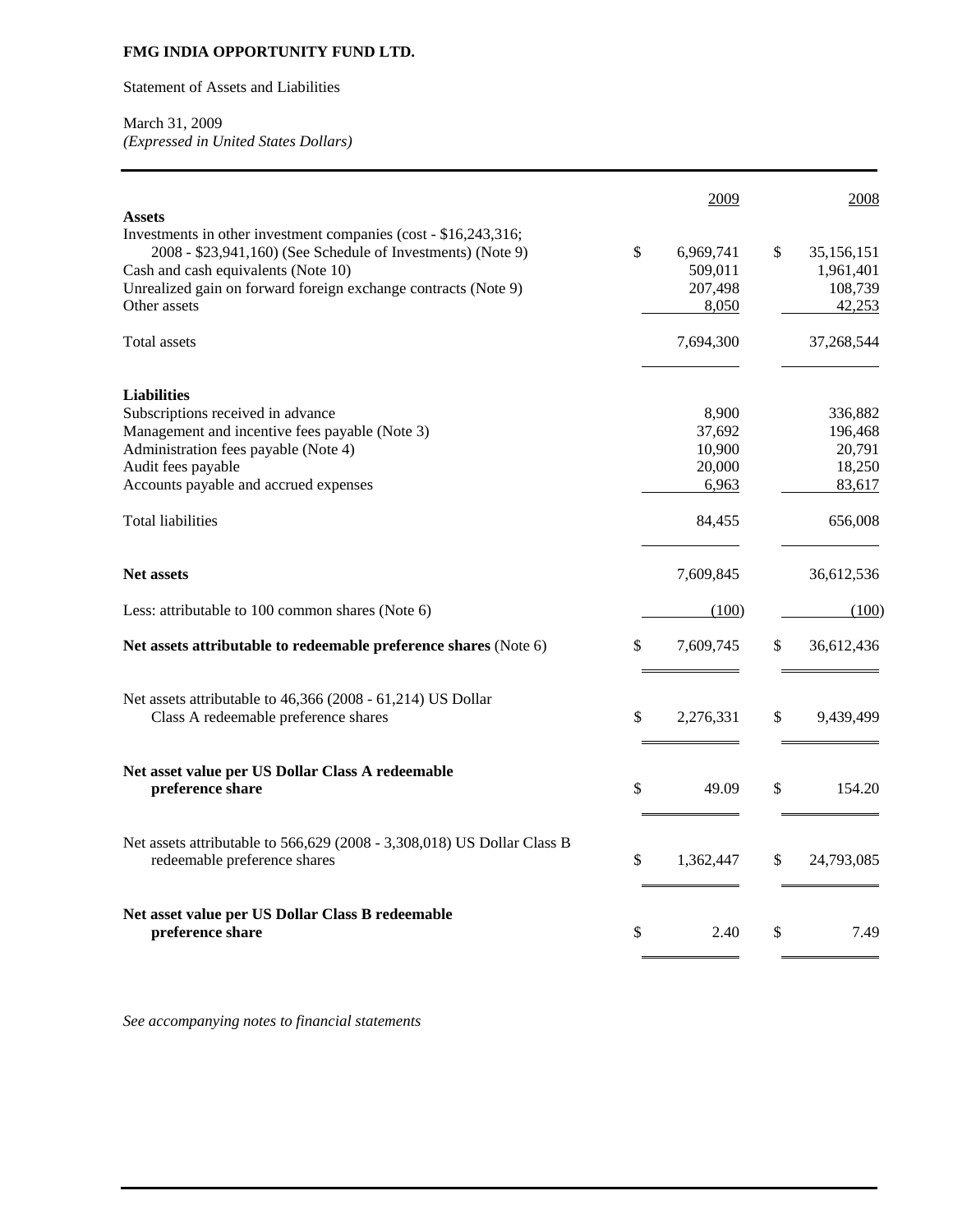**FMG INDIA OPPORTUNITY FUND LTD.**

Statement of Assets and Liabilities

March 31, 2009
*(Expressed in United States Dollars)*

| | 2009 | 2008 |
|---|---|---|
| **Assets** | | |
| Investments in other investment companies (cost - $16,243,316; 2008 - $23,941,160) (See Schedule of Investments) (Note 9) | $ 6,969,741 | $ 35,156,151 |
| Cash and cash equivalents (Note 10) | 509,011 | 1,961,401 |
| Unrealized gain on forward foreign exchange contracts (Note 9) | 207,498 | 108,739 |
| Other assets | 8,050 | 42,253 |
| Total assets | 7,694,300 | 37,268,544 |
| **Liabilities** | | |
| Subscriptions received in advance | 8,900 | 336,882 |
| Management and incentive fees payable (Note 3) | 37,692 | 196,468 |
| Administration fees payable (Note 4) | 10,900 | 20,791 |
| Audit fees payable | 20,000 | 18,250 |
| Accounts payable and accrued expenses | 6,963 | 83,617 |
| Total liabilities | 84,455 | 656,008 |
| **Net assets** | 7,609,845 | 36,612,536 |
| Less: attributable to 100 common shares (Note 6) | (100) | (100) |
| **Net assets attributable to redeemable preference shares** (Note 6) | $ 7,609,745 | $ 36,612,436 |
| Net assets attributable to 46,366 (2008 - 61,214) US Dollar Class A redeemable preference shares | $ 2,276,331 | $ 9,439,499 |
| **Net asset value per US Dollar Class A redeemable preference share** | $ 49.09 | $ 154.20 |
| Net assets attributable to 566,629 (2008 - 3,308,018) US Dollar Class B redeemable preference shares | $ 1,362,447 | $ 24,793,085 |
| **Net asset value per US Dollar Class B redeemable preference share** | $ 2.40 | $ 7.49 |

*See accompanying notes to financial statements*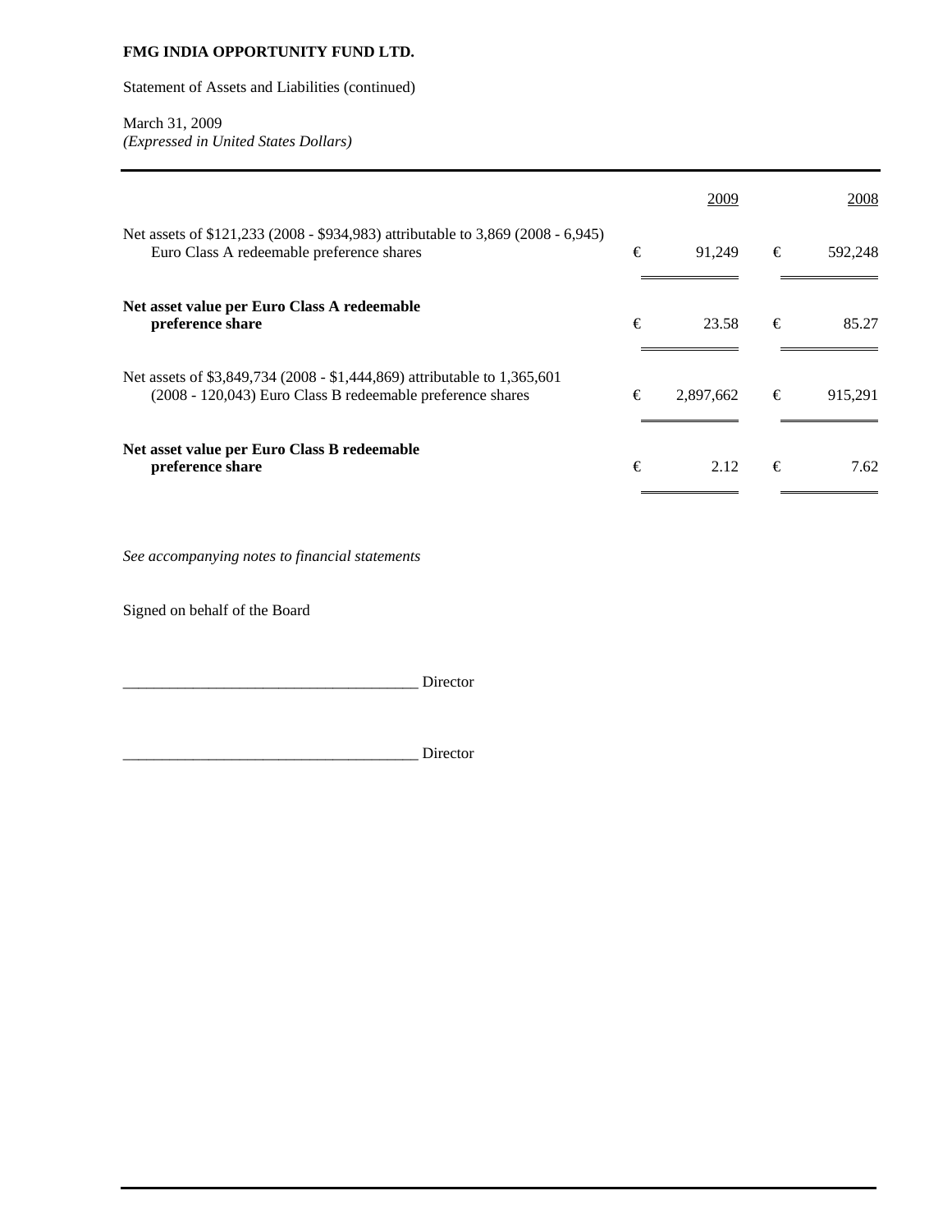**FMG INDIA OPPORTUNITY FUND LTD.**

Statement of Assets and Liabilities (continued)

March 31, 2009
*(Expressed in United States Dollars)*

| | | 2009 | | 2008 |
|---|---|---|---|---|
| Net assets of $121,233 (2008 - $934,983) attributable to 3,869 (2008 - 6,945) Euro Class A redeemable preference shares | € | 91,249 | € | 592,248 |
| **Net asset value per Euro Class A redeemable preference share** | € | 23.58 | € | 85.27 |
| Net assets of $3,849,734 (2008 - $1,444,869) attributable to 1,365,601 (2008 - 120,043) Euro Class B redeemable preference shares | € | 2,897,662 | € | 915,291 |
| **Net asset value per Euro Class B redeemable preference share** | € | 2.12 | € | 7.62 |

*See accompanying notes to financial statements*

Signed on behalf of the Board

_____________________________________ Director

_____________________________________ Director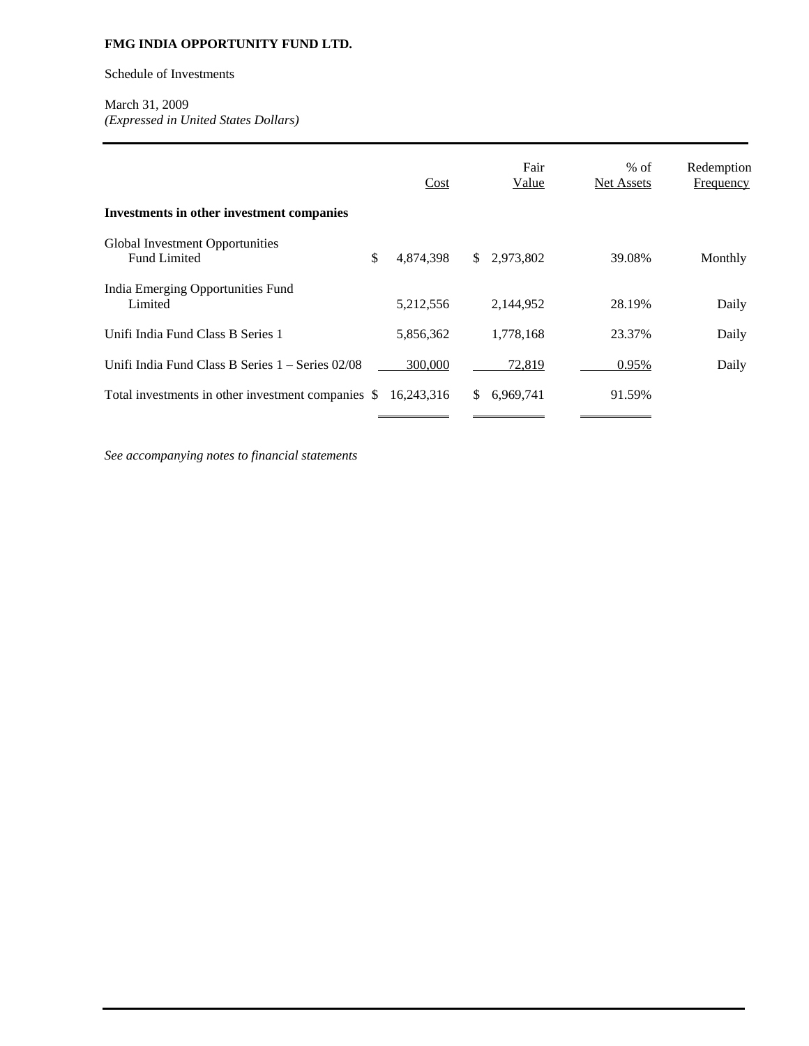**FMG INDIA OPPORTUNITY FUND LTD.**

Schedule of Investments

March 31, 2009
*(Expressed in United States Dollars)*

| | Cost | Fair Value | % of Net Assets | Redemption Frequency |
|---|---|---|---|---|
| **Investments in other investment companies** | | | | |
| Global Investment Opportunities Fund Limited | $ 4,874,398 | $ 2,973,802 | 39.08% | Monthly |
| India Emerging Opportunities Fund Limited | 5,212,556 | 2,144,952 | 28.19% | Daily |
| Unifi India Fund Class B Series 1 | 5,856,362 | 1,778,168 | 23.37% | Daily |
| Unifi India Fund Class B Series 1 – Series 02/08 | 300,000 | 72,819 | 0.95% | Daily |
| Total investments in other investment companies | $ 16,243,316 | $ 6,969,741 | 91.59% | |

*See accompanying notes to financial statements*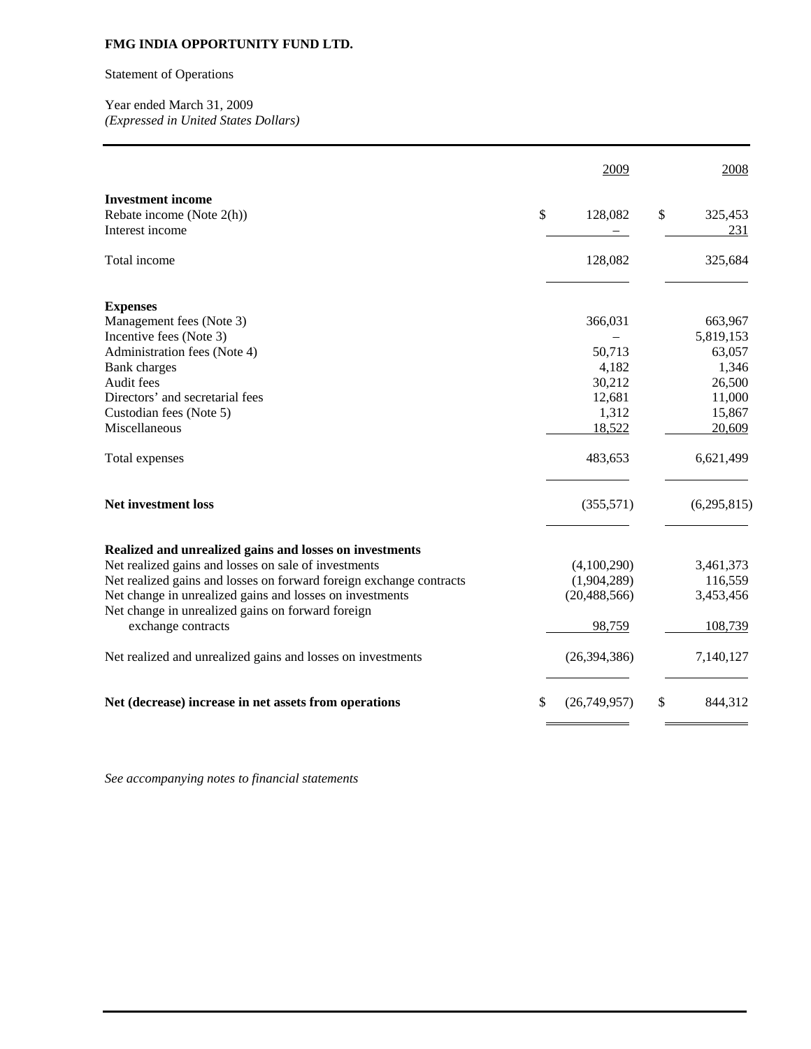**FMG INDIA OPPORTUNITY FUND LTD.**

Statement of Operations

Year ended March 31, 2009
*(Expressed in United States Dollars)*

| | 2009 | 2008 |
|---|---|---|
| **Investment income** | | |
| Rebate income (Note 2(h)) | $ 128,082 | $ 325,453 |
| Interest income | – | 231 |
| Total income | 128,082 | 325,684 |
| **Expenses** | | |
| Management fees (Note 3) | 366,031 | 663,967 |
| Incentive fees (Note 3) | – | 5,819,153 |
| Administration fees (Note 4) | 50,713 | 63,057 |
| Bank charges | 4,182 | 1,346 |
| Audit fees | 30,212 | 26,500 |
| Directors' and secretarial fees | 12,681 | 11,000 |
| Custodian fees (Note 5) | 1,312 | 15,867 |
| Miscellaneous | 18,522 | 20,609 |
| Total expenses | 483,653 | 6,621,499 |
| **Net investment loss** | (355,571) | (6,295,815) |
| **Realized and unrealized gains and losses on investments** | | |
| Net realized gains and losses on sale of investments | (4,100,290) | 3,461,373 |
| Net realized gains and losses on forward foreign exchange contracts | (1,904,289) | 116,559 |
| Net change in unrealized gains and losses on investments | (20,488,566) | 3,453,456 |
| Net change in unrealized gains and losses on forward foreign exchange contracts | 98,759 | 108,739 |
| Net realized and unrealized gains and losses on investments | (26,394,386) | 7,140,127 |
| **Net (decrease) increase in net assets from operations** | $ (26,749,957) | $ 844,312 |

*See accompanying notes to financial statements*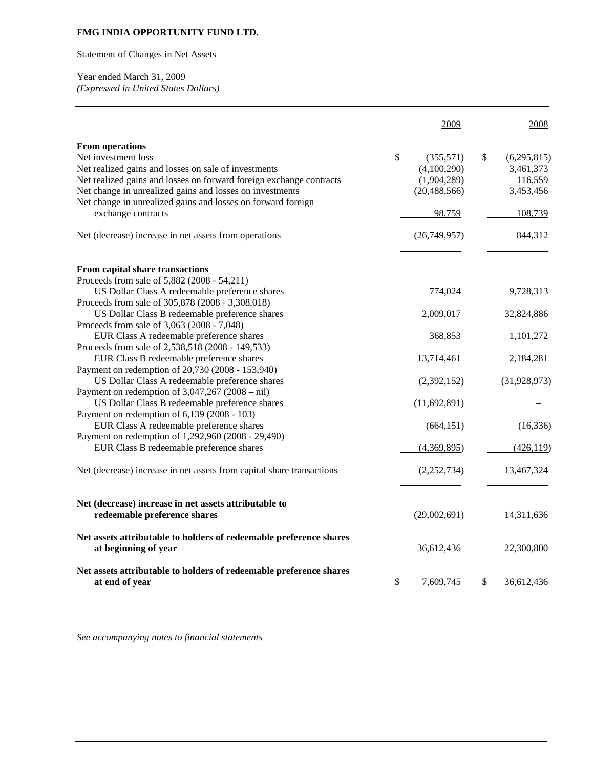**FMG INDIA OPPORTUNITY FUND LTD.**

Statement of Changes in Net Assets

Year ended March 31, 2009
*(Expressed in United States Dollars)*

| | 2009 | 2008 |
|---|---|---|
| **From operations** | | |
| Net investment loss | $ (355,571) | $ (6,295,815) |
| Net realized gains and losses on sale of investments | (4,100,290) | 3,461,373 |
| Net realized gains and losses on forward foreign exchange contracts | (1,904,289) | 116,559 |
| Net change in unrealized gains and losses on investments | (20,488,566) | 3,453,456 |
| Net change in unrealized gains and losses on forward foreign exchange contracts | 98,759 | 108,739 |
| Net (decrease) increase in net assets from operations | (26,749,957) | 844,312 |
| **From capital share transactions** | | |
| Proceeds from sale of 5,882 (2008 - 54,211) US Dollar Class A redeemable preference shares | 774,024 | 9,728,313 |
| Proceeds from sale of 305,878 (2008 - 3,308,018) US Dollar Class B redeemable preference shares | 2,009,017 | 32,824,886 |
| Proceeds from sale of 3,063 (2008 - 7,048) EUR Class A redeemable preference shares | 368,853 | 1,101,272 |
| Proceeds from sale of 2,538,518 (2008 - 149,533) EUR Class B redeemable preference shares | 13,714,461 | 2,184,281 |
| Payment on redemption of 20,730 (2008 - 153,940) US Dollar Class A redeemable preference shares | (2,392,152) | (31,928,973) |
| Payment on redemption of 3,047,267 (2008 – nil) US Dollar Class B redeemable preference shares | (11,692,891) | – |
| Payment on redemption of 6,139 (2008 - 103) EUR Class A redeemable preference shares | (664,151) | (16,336) |
| Payment on redemption of 1,292,960 (2008 - 29,490) EUR Class B redeemable preference shares | (4,369,895) | (426,119) |
| Net (decrease) increase in net assets from capital share transactions | (2,252,734) | 13,467,324 |
| **Net (decrease) increase in net assets attributable to redeemable preference shares** | (29,002,691) | 14,311,636 |
| **Net assets attributable to holders of redeemable preference shares at beginning of year** | 36,612,436 | 22,300,800 |
| **Net assets attributable to holders of redeemable preference shares at end of year** | $ 7,609,745 | $ 36,612,436 |

*See accompanying notes to financial statements*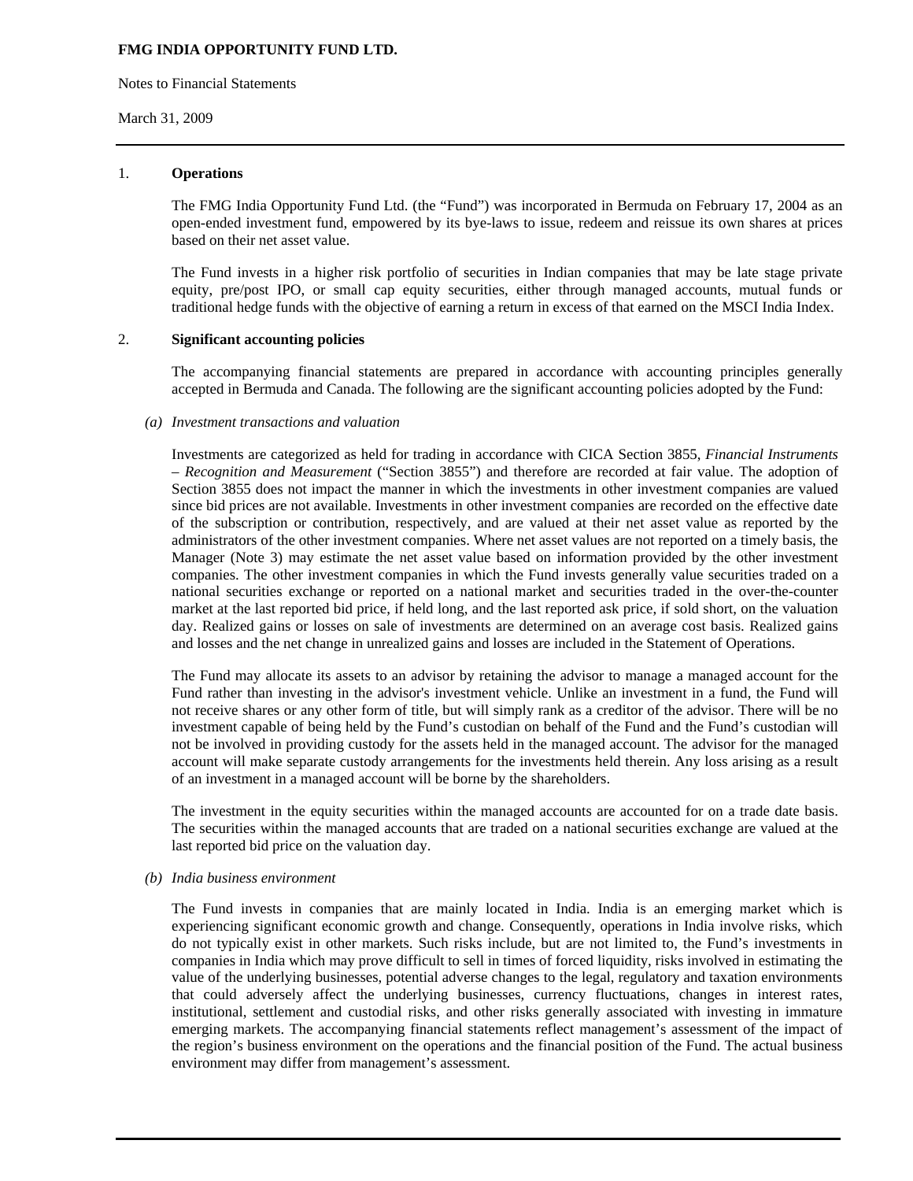**FMG INDIA OPPORTUNITY FUND LTD.**

Notes to Financial Statements

March 31, 2009

## 1. Operations

The FMG India Opportunity Fund Ltd. (the "Fund") was incorporated in Bermuda on February 17, 2004 as an open-ended investment fund, empowered by its bye-laws to issue, redeem and reissue its own shares at prices based on their net asset value.

The Fund invests in a higher risk portfolio of securities in Indian companies that may be late stage private equity, pre/post IPO, or small cap equity securities, either through managed accounts, mutual funds or traditional hedge funds with the objective of earning a return in excess of that earned on the MSCI India Index.

## 2. Significant accounting policies

The accompanying financial statements are prepared in accordance with accounting principles generally accepted in Bermuda and Canada. The following are the significant accounting policies adopted by the Fund:

### *(a) Investment transactions and valuation*

Investments are categorized as held for trading in accordance with CICA Section 3855, *Financial Instruments – Recognition and Measurement* ("Section 3855") and therefore are recorded at fair value. The adoption of Section 3855 does not impact the manner in which the investments in other investment companies are valued since bid prices are not available. Investments in other investment companies are recorded on the effective date of the subscription or contribution, respectively, and are valued at their net asset value as reported by the administrators of the other investment companies. Where net asset values are not reported on a timely basis, the Manager (Note 3) may estimate the net asset value based on information provided by the other investment companies. The other investment companies in which the Fund invests generally value securities traded on a national securities exchange or reported on a national market and securities traded in the over-the-counter market at the last reported bid price, if held long, and the last reported ask price, if sold short, on the valuation day. Realized gains or losses on sale of investments are determined on an average cost basis. Realized gains and losses and the net change in unrealized gains and losses are included in the Statement of Operations.

The Fund may allocate its assets to an advisor by retaining the advisor to manage a managed account for the Fund rather than investing in the advisor's investment vehicle. Unlike an investment in a fund, the Fund will not receive shares or any other form of title, but will simply rank as a creditor of the advisor. There will be no investment capable of being held by the Fund's custodian on behalf of the Fund and the Fund's custodian will not be involved in providing custody for the assets held in the managed account. The advisor for the managed account will make separate custody arrangements for the investments held therein. Any loss arising as a result of an investment in a managed account will be borne by the shareholders.

The investment in the equity securities within the managed accounts are accounted for on a trade date basis. The securities within the managed accounts that are traded on a national securities exchange are valued at the last reported bid price on the valuation day.

### *(b) India business environment*

The Fund invests in companies that are mainly located in India. India is an emerging market which is experiencing significant economic growth and change. Consequently, operations in India involve risks, which do not typically exist in other markets. Such risks include, but are not limited to, the Fund's investments in companies in India which may prove difficult to sell in times of forced liquidity, risks involved in estimating the value of the underlying businesses, potential adverse changes to the legal, regulatory and taxation environments that could adversely affect the underlying businesses, currency fluctuations, changes in interest rates, institutional, settlement and custodial risks, and other risks generally associated with investing in immature emerging markets. The accompanying financial statements reflect management's assessment of the impact of the region's business environment on the operations and the financial position of the Fund. The actual business environment may differ from management's assessment.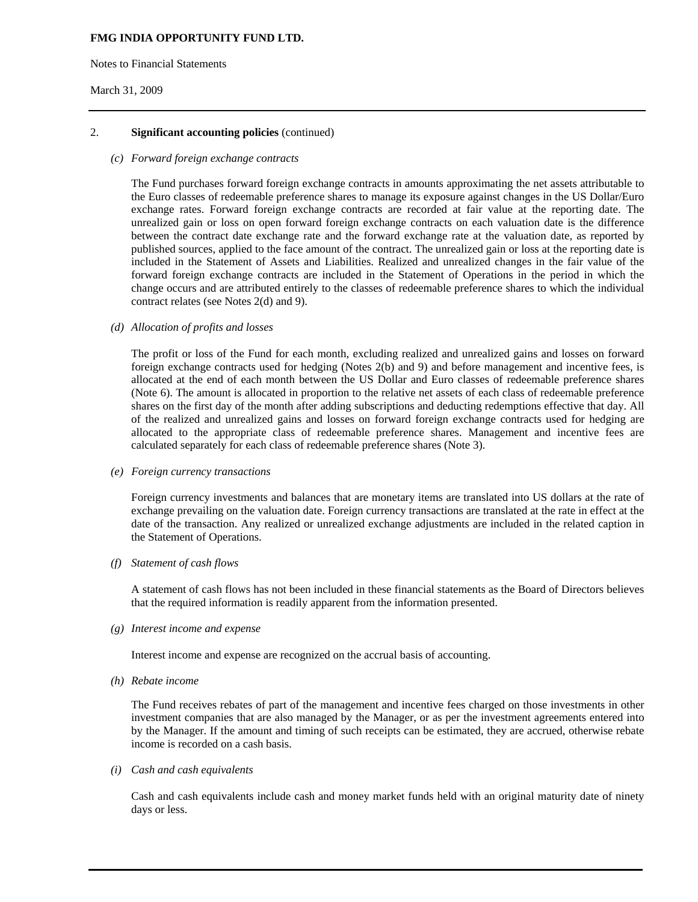**FMG INDIA OPPORTUNITY FUND LTD.**

Notes to Financial Statements

March 31, 2009

2. **Significant accounting policies** (continued)

*(c) Forward foreign exchange contracts*

The Fund purchases forward foreign exchange contracts in amounts approximating the net assets attributable to the Euro classes of redeemable preference shares to manage its exposure against changes in the US Dollar/Euro exchange rates. Forward foreign exchange contracts are recorded at fair value at the reporting date. The unrealized gain or loss on open forward foreign exchange contracts on each valuation date is the difference between the contract date exchange rate and the forward exchange rate at the valuation date, as reported by published sources, applied to the face amount of the contract. The unrealized gain or loss at the reporting date is included in the Statement of Assets and Liabilities. Realized and unrealized changes in the fair value of the forward foreign exchange contracts are included in the Statement of Operations in the period in which the change occurs and are attributed entirely to the classes of redeemable preference shares to which the individual contract relates (see Notes 2(d) and 9).

*(d) Allocation of profits and losses*

The profit or loss of the Fund for each month, excluding realized and unrealized gains and losses on forward foreign exchange contracts used for hedging (Notes 2(b) and 9) and before management and incentive fees, is allocated at the end of each month between the US Dollar and Euro classes of redeemable preference shares (Note 6). The amount is allocated in proportion to the relative net assets of each class of redeemable preference shares on the first day of the month after adding subscriptions and deducting redemptions effective that day. All of the realized and unrealized gains and losses on forward foreign exchange contracts used for hedging are allocated to the appropriate class of redeemable preference shares. Management and incentive fees are calculated separately for each class of redeemable preference shares (Note 3).

*(e) Foreign currency transactions*

Foreign currency investments and balances that are monetary items are translated into US dollars at the rate of exchange prevailing on the valuation date. Foreign currency transactions are translated at the rate in effect at the date of the transaction. Any realized or unrealized exchange adjustments are included in the related caption in the Statement of Operations.

*(f) Statement of cash flows*

A statement of cash flows has not been included in these financial statements as the Board of Directors believes that the required information is readily apparent from the information presented.

*(g) Interest income and expense*

Interest income and expense are recognized on the accrual basis of accounting.

*(h) Rebate income*

The Fund receives rebates of part of the management and incentive fees charged on those investments in other investment companies that are also managed by the Manager, or as per the investment agreements entered into by the Manager. If the amount and timing of such receipts can be estimated, they are accrued, otherwise rebate income is recorded on a cash basis.

*(i) Cash and cash equivalents*

Cash and cash equivalents include cash and money market funds held with an original maturity date of ninety days or less.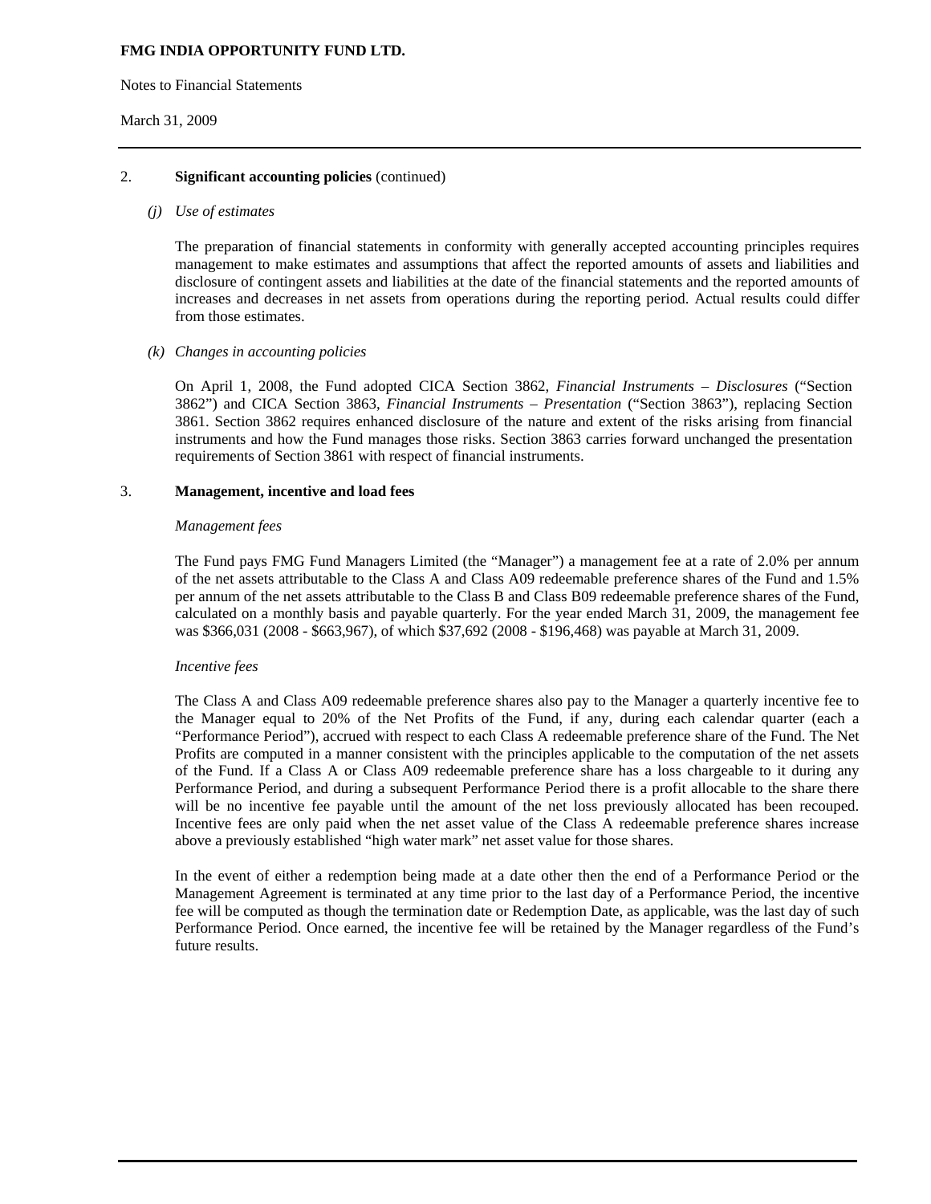**FMG INDIA OPPORTUNITY FUND LTD.**

Notes to Financial Statements

March 31, 2009

2. **Significant accounting policies** (continued)

*(j) Use of estimates*

The preparation of financial statements in conformity with generally accepted accounting principles requires management to make estimates and assumptions that affect the reported amounts of assets and liabilities and disclosure of contingent assets and liabilities at the date of the financial statements and the reported amounts of increases and decreases in net assets from operations during the reporting period. Actual results could differ from those estimates.

*(k) Changes in accounting policies*

On April 1, 2008, the Fund adopted CICA Section 3862, *Financial Instruments – Disclosures* ("Section 3862") and CICA Section 3863, *Financial Instruments – Presentation* ("Section 3863"), replacing Section 3861. Section 3862 requires enhanced disclosure of the nature and extent of the risks arising from financial instruments and how the Fund manages those risks. Section 3863 carries forward unchanged the presentation requirements of Section 3861 with respect of financial instruments.

3. **Management, incentive and load fees**

*Management fees*

The Fund pays FMG Fund Managers Limited (the "Manager") a management fee at a rate of 2.0% per annum of the net assets attributable to the Class A and Class A09 redeemable preference shares of the Fund and 1.5% per annum of the net assets attributable to the Class B and Class B09 redeemable preference shares of the Fund, calculated on a monthly basis and payable quarterly. For the year ended March 31, 2009, the management fee was $366,031 (2008 - $663,967), of which $37,692 (2008 - $196,468) was payable at March 31, 2009.

*Incentive fees*

The Class A and Class A09 redeemable preference shares also pay to the Manager a quarterly incentive fee to the Manager equal to 20% of the Net Profits of the Fund, if any, during each calendar quarter (each a "Performance Period"), accrued with respect to each Class A redeemable preference share of the Fund. The Net Profits are computed in a manner consistent with the principles applicable to the computation of the net assets of the Fund. If a Class A or Class A09 redeemable preference share has a loss chargeable to it during any Performance Period, and during a subsequent Performance Period there is a profit allocable to the share there will be no incentive fee payable until the amount of the net loss previously allocated has been recouped. Incentive fees are only paid when the net asset value of the Class A redeemable preference shares increase above a previously established "high water mark" net asset value for those shares.

In the event of either a redemption being made at a date other then the end of a Performance Period or the Management Agreement is terminated at any time prior to the last day of a Performance Period, the incentive fee will be computed as though the termination date or Redemption Date, as applicable, was the last day of such Performance Period. Once earned, the incentive fee will be retained by the Manager regardless of the Fund's future results.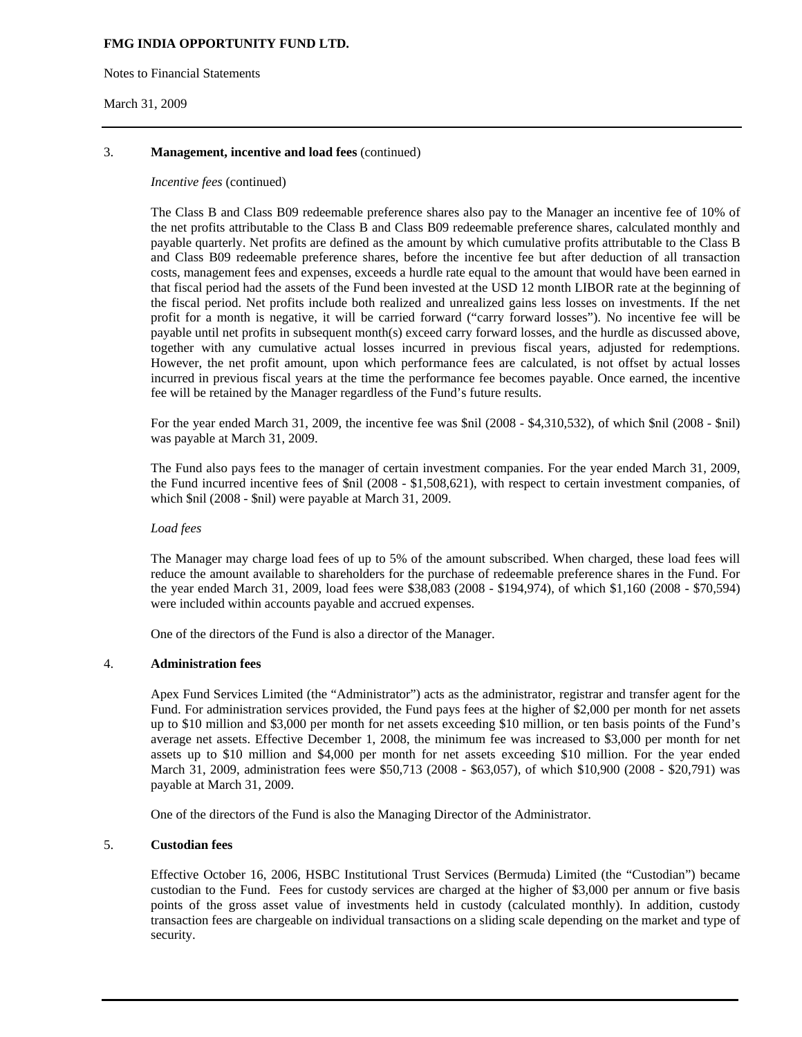## 3. Management, incentive and load fees (continued)

*Incentive fees* (continued)

The Class B and Class B09 redeemable preference shares also pay to the Manager an incentive fee of 10% of the net profits attributable to the Class B and Class B09 redeemable preference shares, calculated monthly and payable quarterly. Net profits are defined as the amount by which cumulative profits attributable to the Class B and Class B09 redeemable preference shares, before the incentive fee but after deduction of all transaction costs, management fees and expenses, exceeds a hurdle rate equal to the amount that would have been earned in that fiscal period had the assets of the Fund been invested at the USD 12 month LIBOR rate at the beginning of the fiscal period. Net profits include both realized and unrealized gains less losses on investments. If the net profit for a month is negative, it will be carried forward ("carry forward losses"). No incentive fee will be payable until net profits in subsequent month(s) exceed carry forward losses, and the hurdle as discussed above, together with any cumulative actual losses incurred in previous fiscal years, adjusted for redemptions. However, the net profit amount, upon which performance fees are calculated, is not offset by actual losses incurred in previous fiscal years at the time the performance fee becomes payable. Once earned, the incentive fee will be retained by the Manager regardless of the Fund's future results.

For the year ended March 31, 2009, the incentive fee was $nil (2008 - $4,310,532), of which $nil (2008 - $nil) was payable at March 31, 2009.

The Fund also pays fees to the manager of certain investment companies. For the year ended March 31, 2009, the Fund incurred incentive fees of $nil (2008 - $1,508,621), with respect to certain investment companies, of which $nil (2008 - $nil) were payable at March 31, 2009.

*Load fees*

The Manager may charge load fees of up to 5% of the amount subscribed. When charged, these load fees will reduce the amount available to shareholders for the purchase of redeemable preference shares in the Fund. For the year ended March 31, 2009, load fees were $38,083 (2008 - $194,974), of which $1,160 (2008 - $70,594) were included within accounts payable and accrued expenses.

One of the directors of the Fund is also a director of the Manager.

## 4. Administration fees

Apex Fund Services Limited (the "Administrator") acts as the administrator, registrar and transfer agent for the Fund. For administration services provided, the Fund pays fees at the higher of $2,000 per month for net assets up to $10 million and $3,000 per month for net assets exceeding $10 million, or ten basis points of the Fund's average net assets. Effective December 1, 2008, the minimum fee was increased to $3,000 per month for net assets up to $10 million and $4,000 per month for net assets exceeding $10 million. For the year ended March 31, 2009, administration fees were $50,713 (2008 - $63,057), of which $10,900 (2008 - $20,791) was payable at March 31, 2009.

One of the directors of the Fund is also the Managing Director of the Administrator.

## 5. Custodian fees

Effective October 16, 2006, HSBC Institutional Trust Services (Bermuda) Limited (the "Custodian") became custodian to the Fund. Fees for custody services are charged at the higher of $3,000 per annum or five basis points of the gross asset value of investments held in custody (calculated monthly). In addition, custody transaction fees are chargeable on individual transactions on a sliding scale depending on the market and type of security.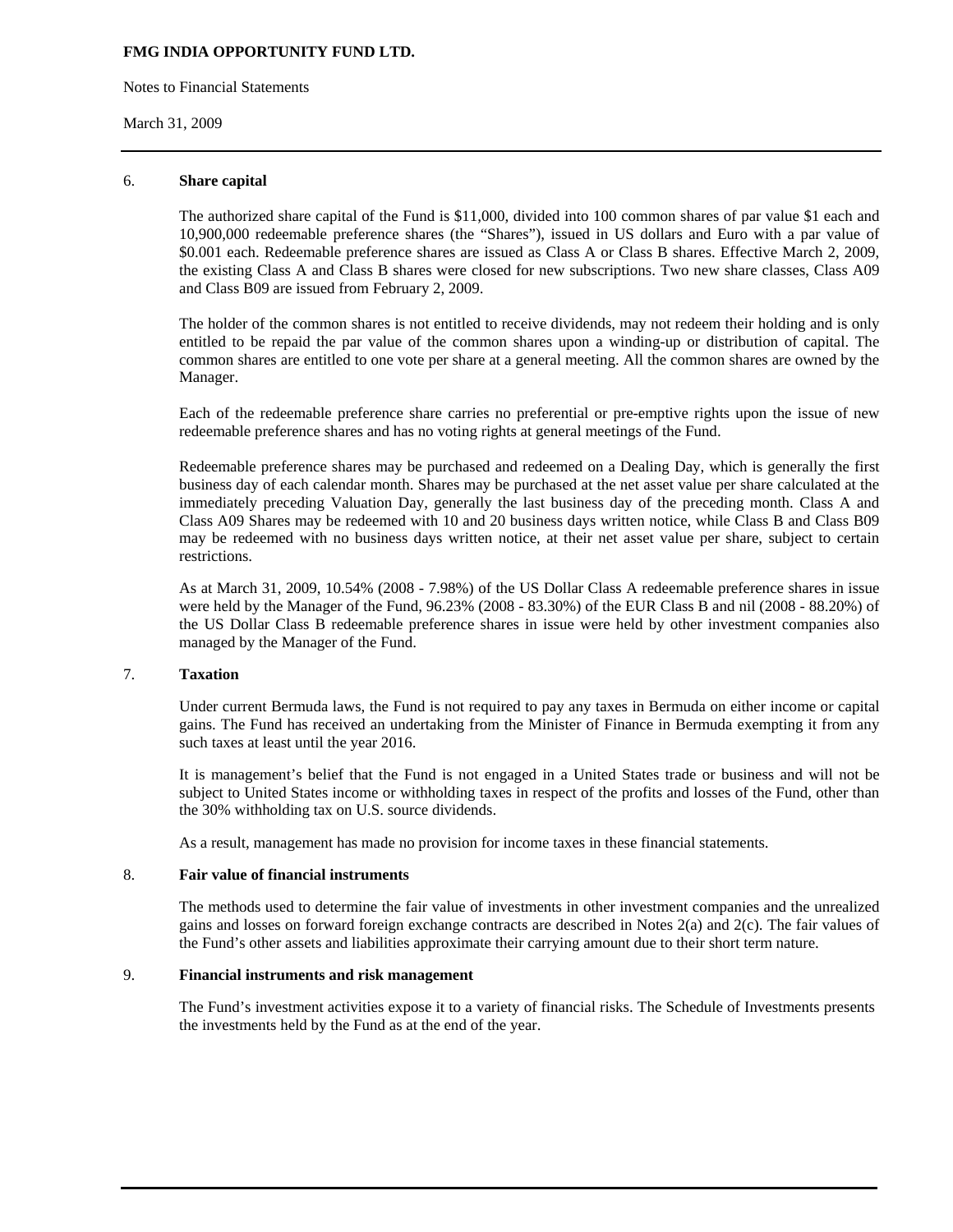FMG INDIA OPPORTUNITY FUND LTD.

Notes to Financial Statements

March 31, 2009

## 6. Share capital

The authorized share capital of the Fund is $11,000, divided into 100 common shares of par value $1 each and 10,900,000 redeemable preference shares (the "Shares"), issued in US dollars and Euro with a par value of $0.001 each. Redeemable preference shares are issued as Class A or Class B shares. Effective March 2, 2009, the existing Class A and Class B shares were closed for new subscriptions. Two new share classes, Class A09 and Class B09 are issued from February 2, 2009.

The holder of the common shares is not entitled to receive dividends, may not redeem their holding and is only entitled to be repaid the par value of the common shares upon a winding-up or distribution of capital. The common shares are entitled to one vote per share at a general meeting. All the common shares are owned by the Manager.

Each of the redeemable preference share carries no preferential or pre-emptive rights upon the issue of new redeemable preference shares and has no voting rights at general meetings of the Fund.

Redeemable preference shares may be purchased and redeemed on a Dealing Day, which is generally the first business day of each calendar month. Shares may be purchased at the net asset value per share calculated at the immediately preceding Valuation Day, generally the last business day of the preceding month. Class A and Class A09 Shares may be redeemed with 10 and 20 business days written notice, while Class B and Class B09 may be redeemed with no business days written notice, at their net asset value per share, subject to certain restrictions.

As at March 31, 2009, 10.54% (2008 - 7.98%) of the US Dollar Class A redeemable preference shares in issue were held by the Manager of the Fund, 96.23% (2008 - 83.30%) of the EUR Class B and nil (2008 - 88.20%) of the US Dollar Class B redeemable preference shares in issue were held by other investment companies also managed by the Manager of the Fund.

## 7. Taxation

Under current Bermuda laws, the Fund is not required to pay any taxes in Bermuda on either income or capital gains. The Fund has received an undertaking from the Minister of Finance in Bermuda exempting it from any such taxes at least until the year 2016.

It is management's belief that the Fund is not engaged in a United States trade or business and will not be subject to United States income or withholding taxes in respect of the profits and losses of the Fund, other than the 30% withholding tax on U.S. source dividends.

As a result, management has made no provision for income taxes in these financial statements.

## 8. Fair value of financial instruments

The methods used to determine the fair value of investments in other investment companies and the unrealized gains and losses on forward foreign exchange contracts are described in Notes 2(a) and 2(c). The fair values of the Fund's other assets and liabilities approximate their carrying amount due to their short term nature.

## 9. Financial instruments and risk management

The Fund's investment activities expose it to a variety of financial risks. The Schedule of Investments presents the investments held by the Fund as at the end of the year.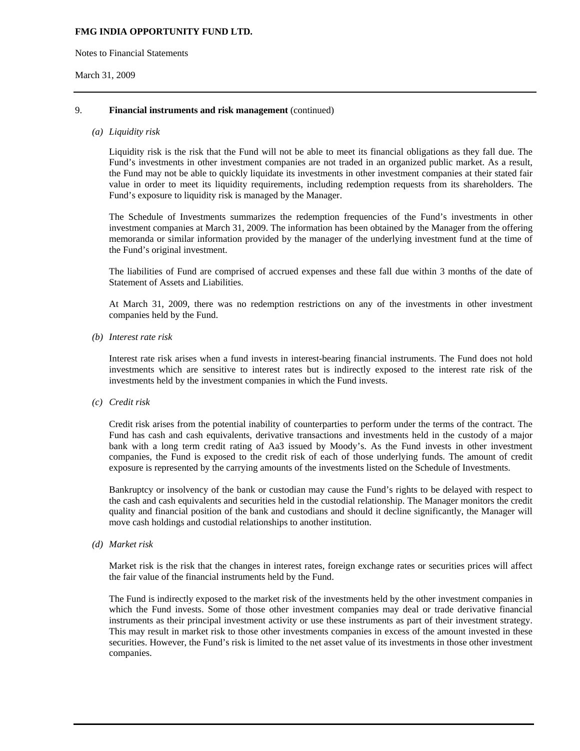## 9. Financial instruments and risk management (continued)

### *(a) Liquidity risk*

Liquidity risk is the risk that the Fund will not be able to meet its financial obligations as they fall due. The Fund's investments in other investment companies are not traded in an organized public market. As a result, the Fund may not be able to quickly liquidate its investments in other investment companies at their stated fair value in order to meet its liquidity requirements, including redemption requests from its shareholders. The Fund's exposure to liquidity risk is managed by the Manager.

The Schedule of Investments summarizes the redemption frequencies of the Fund's investments in other investment companies at March 31, 2009. The information has been obtained by the Manager from the offering memoranda or similar information provided by the manager of the underlying investment fund at the time of the Fund's original investment.

The liabilities of Fund are comprised of accrued expenses and these fall due within 3 months of the date of Statement of Assets and Liabilities.

At March 31, 2009, there was no redemption restrictions on any of the investments in other investment companies held by the Fund.

### *(b) Interest rate risk*

Interest rate risk arises when a fund invests in interest-bearing financial instruments. The Fund does not hold investments which are sensitive to interest rates but is indirectly exposed to the interest rate risk of the investments held by the investment companies in which the Fund invests.

### *(c) Credit risk*

Credit risk arises from the potential inability of counterparties to perform under the terms of the contract. The Fund has cash and cash equivalents, derivative transactions and investments held in the custody of a major bank with a long term credit rating of Aa3 issued by Moody's. As the Fund invests in other investment companies, the Fund is exposed to the credit risk of each of those underlying funds. The amount of credit exposure is represented by the carrying amounts of the investments listed on the Schedule of Investments.

Bankruptcy or insolvency of the bank or custodian may cause the Fund's rights to be delayed with respect to the cash and cash equivalents and securities held in the custodial relationship. The Manager monitors the credit quality and financial position of the bank and custodians and should it decline significantly, the Manager will move cash holdings and custodial relationships to another institution.

### *(d) Market risk*

Market risk is the risk that the changes in interest rates, foreign exchange rates or securities prices will affect the fair value of the financial instruments held by the Fund.

The Fund is indirectly exposed to the market risk of the investments held by the other investment companies in which the Fund invests. Some of those other investment companies may deal or trade derivative financial instruments as their principal investment activity or use these instruments as part of their investment strategy. This may result in market risk to those other investments companies in excess of the amount invested in these securities. However, the Fund's risk is limited to the net asset value of its investments in those other investment companies.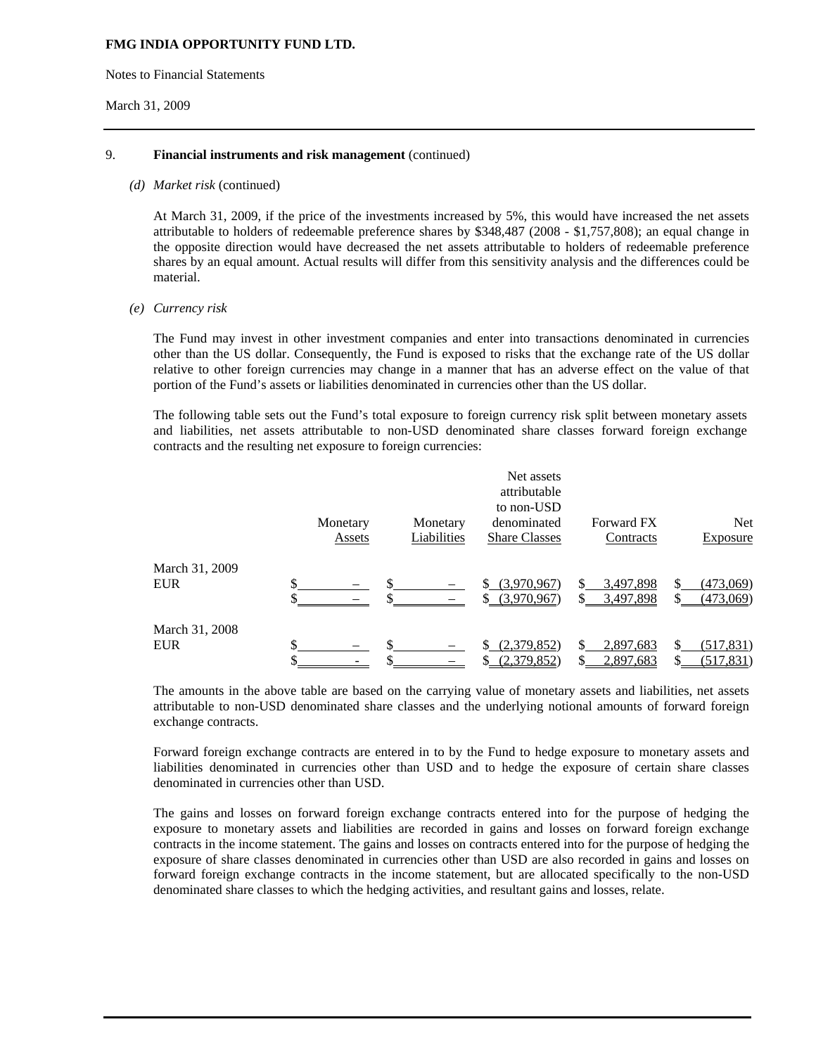**FMG INDIA OPPORTUNITY FUND LTD.**

Notes to Financial Statements

March 31, 2009

9. **Financial instruments and risk management** (continued)

*(d) Market risk* (continued)

At March 31, 2009, if the price of the investments increased by 5%, this would have increased the net assets attributable to holders of redeemable preference shares by $348,487 (2008 - $1,757,808); an equal change in the opposite direction would have decreased the net assets attributable to holders of redeemable preference shares by an equal amount. Actual results will differ from this sensitivity analysis and the differences could be material.

*(e) Currency risk*

The Fund may invest in other investment companies and enter into transactions denominated in currencies other than the US dollar. Consequently, the Fund is exposed to risks that the exchange rate of the US dollar relative to other foreign currencies may change in a manner that has an adverse effect on the value of that portion of the Fund's assets or liabilities denominated in currencies other than the US dollar.

The following table sets out the Fund's total exposure to foreign currency risk split between monetary assets and liabilities, net assets attributable to non-USD denominated share classes forward foreign exchange contracts and the resulting net exposure to foreign currencies:

| | Monetary Assets | Monetary Liabilities | Net assets attributable to non-USD denominated Share Classes | Forward FX Contracts | Net Exposure |
|---|---|---|---|---|---|
| March 31, 2009 | | | | | |
| EUR | $ – | $ – | $ (3,970,967) | $ 3,497,898 | $ (473,069) |
| | $ – | $ – | $ (3,970,967) | $ 3,497,898 | $ (473,069) |
| March 31, 2008 | | | | | |
| EUR | $ – | $ – | $ (2,379,852) | $ 2,897,683 | $ (517,831) |
| | $ - | $ – | $ (2,379,852) | $ 2,897,683 | $ (517,831) |

The amounts in the above table are based on the carrying value of monetary assets and liabilities, net assets attributable to non-USD denominated share classes and the underlying notional amounts of forward foreign exchange contracts.

Forward foreign exchange contracts are entered in to by the Fund to hedge exposure to monetary assets and liabilities denominated in currencies other than USD and to hedge the exposure of certain share classes denominated in currencies other than USD.

The gains and losses on forward foreign exchange contracts entered into for the purpose of hedging the exposure to monetary assets and liabilities are recorded in gains and losses on forward foreign exchange contracts in the income statement. The gains and losses on contracts entered into for the purpose of hedging the exposure of share classes denominated in currencies other than USD are also recorded in gains and losses on forward foreign exchange contracts in the income statement, but are allocated specifically to the non-USD denominated share classes to which the hedging activities, and resultant gains and losses, relate.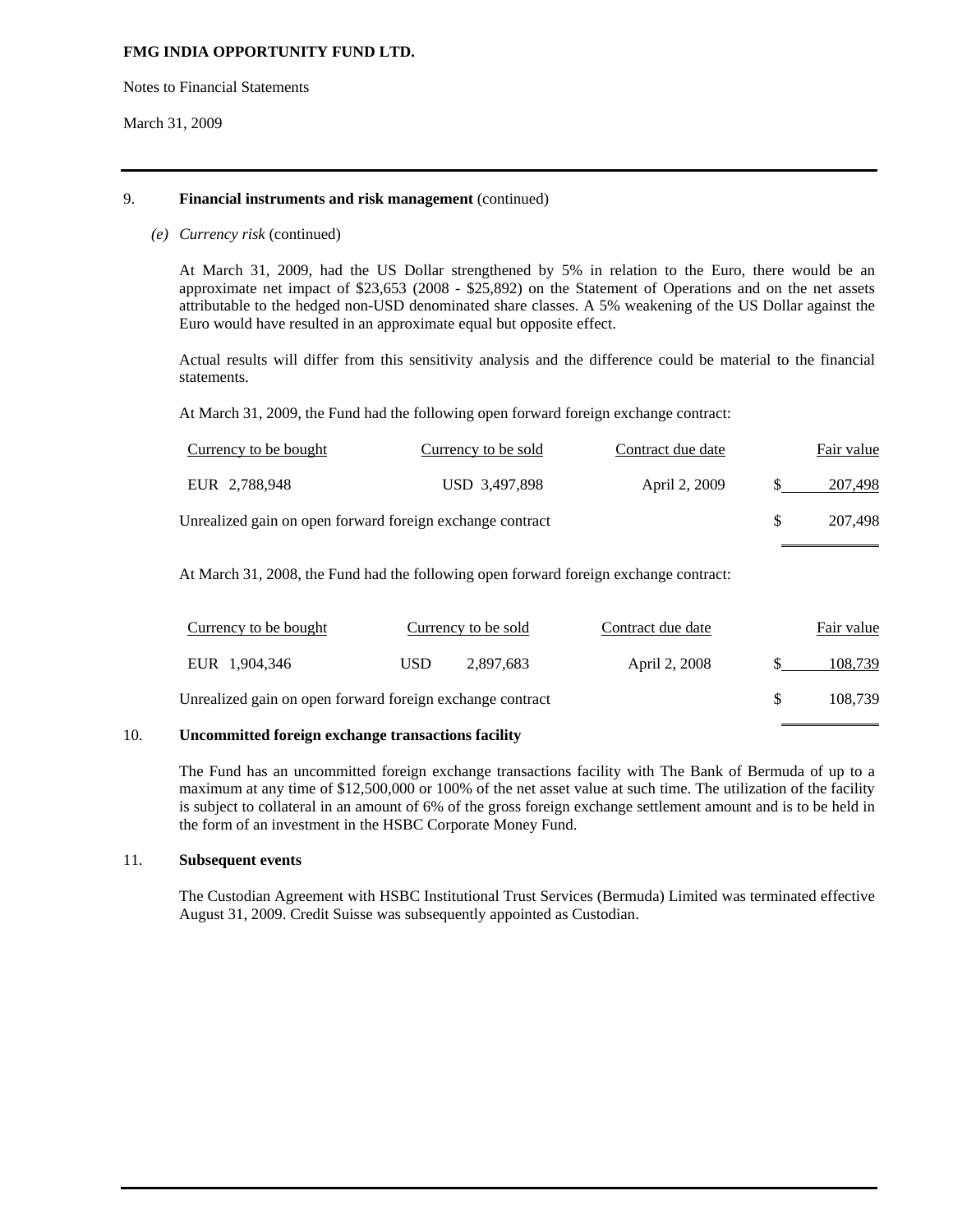**FMG INDIA OPPORTUNITY FUND LTD.**

Notes to Financial Statements

March 31, 2009

9. **Financial instruments and risk management** (continued)

*(e) Currency risk* (continued)

At March 31, 2009, had the US Dollar strengthened by 5% in relation to the Euro, there would be an approximate net impact of $23,653 (2008 - $25,892) on the Statement of Operations and on the net assets attributable to the hedged non-USD denominated share classes. A 5% weakening of the US Dollar against the Euro would have resulted in an approximate equal but opposite effect.

Actual results will differ from this sensitivity analysis and the difference could be material to the financial statements.

At March 31, 2009, the Fund had the following open forward foreign exchange contract:

| Currency to be bought | Currency to be sold | Contract due date | Fair value |
|---|---|---|---|
| EUR 2,788,948 | USD 3,497,898 | April 2, 2009 | $ 207,498 |
| Unrealized gain on open forward foreign exchange contract | | | $ 207,498 |

At March 31, 2008, the Fund had the following open forward foreign exchange contract:

| Currency to be bought | Currency to be sold | Contract due date | Fair value |
|---|---|---|---|
| EUR 1,904,346 | USD 2,897,683 | April 2, 2008 | $ 108,739 |
| Unrealized gain on open forward foreign exchange contract | | | $ 108,739 |

10. **Uncommitted foreign exchange transactions facility**

The Fund has an uncommitted foreign exchange transactions facility with The Bank of Bermuda of up to a maximum at any time of $12,500,000 or 100% of the net asset value at such time. The utilization of the facility is subject to collateral in an amount of 6% of the gross foreign exchange settlement amount and is to be held in the form of an investment in the HSBC Corporate Money Fund.

11. **Subsequent events**

The Custodian Agreement with HSBC Institutional Trust Services (Bermuda) Limited was terminated effective August 31, 2009. Credit Suisse was subsequently appointed as Custodian.